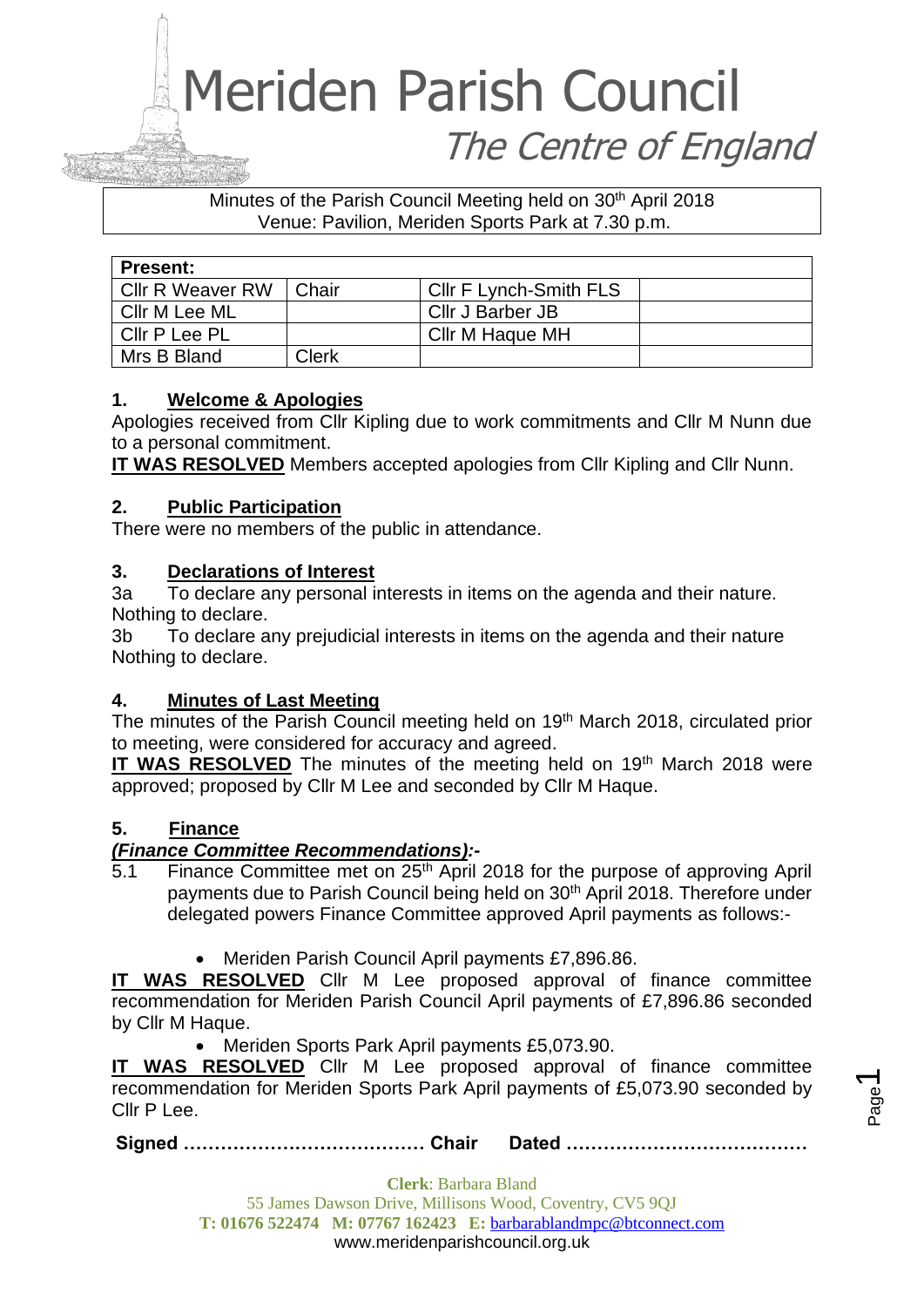# Meriden Parish Council

## The Centre of England

Minutes of the Parish Council Meeting held on 30th April 2018
Venue: Pavilion, Meriden Sports Park at 7.30 p.m.

| **Present:** | | | |
|---|---|---|---|
| Cllr R Weaver RW | Chair | Cllr F Lynch-Smith FLS | |
| Cllr M Lee ML | | Cllr J Barber JB | |
| Cllr P Lee PL | | Cllr M Haque MH | |
| Mrs B Bland | Clerk | | |

### 1. Welcome & Apologies

Apologies received from Cllr Kipling due to work commitments and Cllr M Nunn due to a personal commitment.

**IT WAS RESOLVED** Members accepted apologies from Cllr Kipling and Cllr Nunn.

### 2. Public Participation

There were no members of the public in attendance.

### 3. Declarations of Interest

3a To declare any personal interests in items on the agenda and their nature.
Nothing to declare.

3b To declare any prejudicial interests in items on the agenda and their nature
Nothing to declare.

### 4. Minutes of Last Meeting

The minutes of the Parish Council meeting held on 19th March 2018, circulated prior to meeting, were considered for accuracy and agreed.

**IT WAS RESOLVED** The minutes of the meeting held on 19th March 2018 were approved; proposed by Cllr M Lee and seconded by Cllr M Haque.

### 5. Finance

***(Finance Committee Recommendations):-***

5.1 Finance Committee met on 25th April 2018 for the purpose of approving April payments due to Parish Council being held on 30th April 2018. Therefore under delegated powers Finance Committee approved April payments as follows:-

- Meriden Parish Council April payments £7,896.86.

**IT WAS RESOLVED** Cllr M Lee proposed approval of finance committee recommendation for Meriden Parish Council April payments of £7,896.86 seconded by Cllr M Haque.

- Meriden Sports Park April payments £5,073.90.

**IT WAS RESOLVED** Cllr M Lee proposed approval of finance committee recommendation for Meriden Sports Park April payments of £5,073.90 seconded by Cllr P Lee.

**Signed ………………………………… Chair Dated …………………………………**

**Clerk**: Barbara Bland
55 James Dawson Drive, Millisons Wood, Coventry, CV5 9QJ
**T: 01676 522474 M: 07767 162423 E:** barbarablandmpc@btconnect.com
www.meridenparishcouncil.org.uk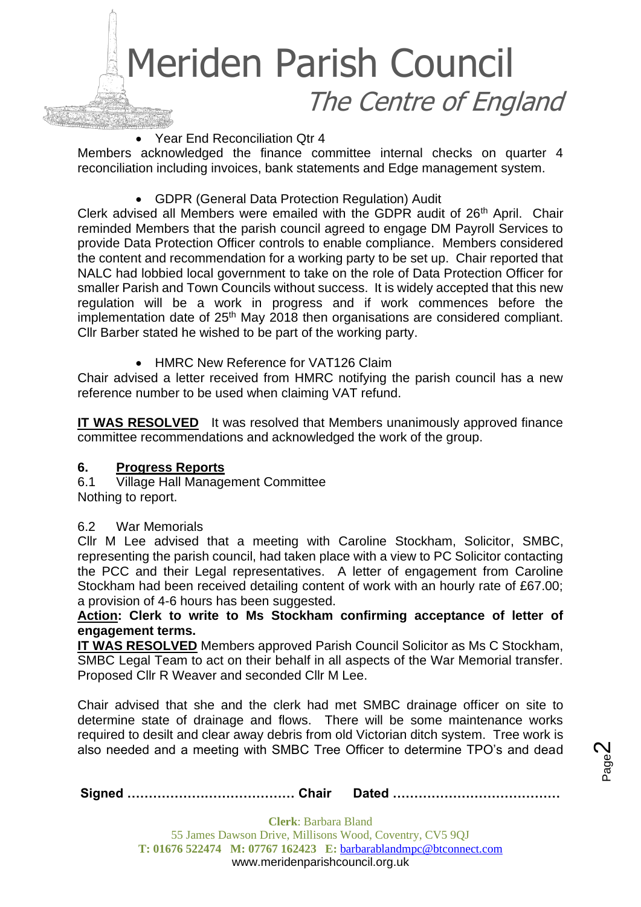- Year End Reconciliation Qtr 4

Members acknowledged the finance committee internal checks on quarter 4 reconciliation including invoices, bank statements and Edge management system.

- GDPR (General Data Protection Regulation) Audit

Clerk advised all Members were emailed with the GDPR audit of 26th April. Chair reminded Members that the parish council agreed to engage DM Payroll Services to provide Data Protection Officer controls to enable compliance. Members considered the content and recommendation for a working party to be set up. Chair reported that NALC had lobbied local government to take on the role of Data Protection Officer for smaller Parish and Town Councils without success. It is widely accepted that this new regulation will be a work in progress and if work commences before the implementation date of 25th May 2018 then organisations are considered compliant. Cllr Barber stated he wished to be part of the working party.

- HMRC New Reference for VAT126 Claim

Chair advised a letter received from HMRC notifying the parish council has a new reference number to be used when claiming VAT refund.

**IT WAS RESOLVED** It was resolved that Members unanimously approved finance committee recommendations and acknowledged the work of the group.

## 6. Progress Reports

6.1 Village Hall Management Committee

Nothing to report.

6.2 War Memorials

Cllr M Lee advised that a meeting with Caroline Stockham, Solicitor, SMBC, representing the parish council, had taken place with a view to PC Solicitor contacting the PCC and their Legal representatives. A letter of engagement from Caroline Stockham had been received detailing content of work with an hourly rate of £67.00; a provision of 4-6 hours has been suggested.

**Action: Clerk to write to Ms Stockham confirming acceptance of letter of engagement terms.**

**IT WAS RESOLVED** Members approved Parish Council Solicitor as Ms C Stockham, SMBC Legal Team to act on their behalf in all aspects of the War Memorial transfer. Proposed Cllr R Weaver and seconded Cllr M Lee.

Chair advised that she and the clerk had met SMBC drainage officer on site to determine state of drainage and flows. There will be some maintenance works required to desilt and clear away debris from old Victorian ditch system. Tree work is also needed and a meeting with SMBC Tree Officer to determine TPO's and dead

**Signed ………………………………… Chair Dated …………………………………**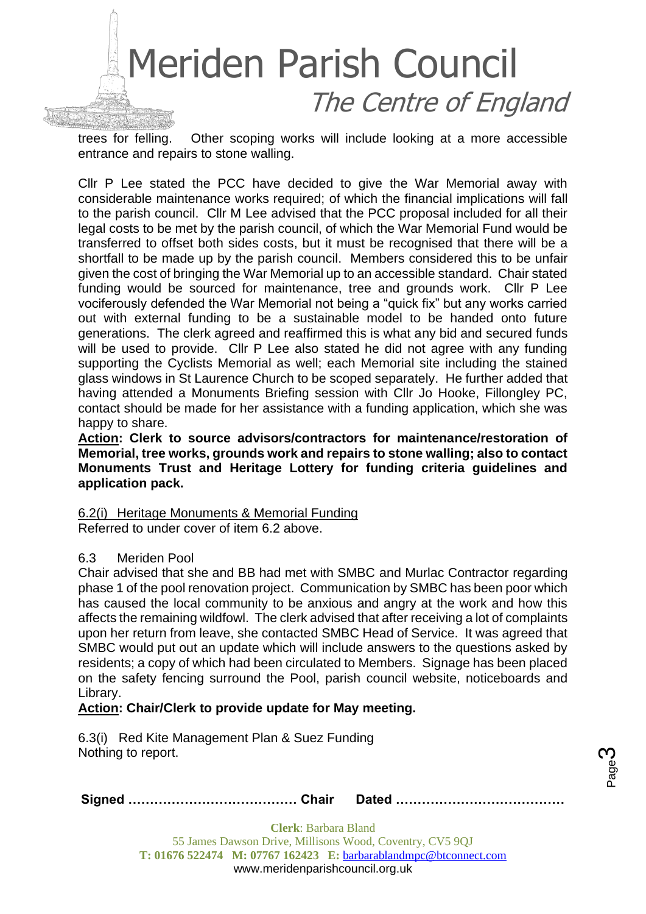trees for felling. Other scoping works will include looking at a more accessible entrance and repairs to stone walling.

Cllr P Lee stated the PCC have decided to give the War Memorial away with considerable maintenance works required; of which the financial implications will fall to the parish council. Cllr M Lee advised that the PCC proposal included for all their legal costs to be met by the parish council, of which the War Memorial Fund would be transferred to offset both sides costs, but it must be recognised that there will be a shortfall to be made up by the parish council. Members considered this to be unfair given the cost of bringing the War Memorial up to an accessible standard. Chair stated funding would be sourced for maintenance, tree and grounds work. Cllr P Lee vociferously defended the War Memorial not being a "quick fix" but any works carried out with external funding to be a sustainable model to be handed onto future generations. The clerk agreed and reaffirmed this is what any bid and secured funds will be used to provide. Cllr P Lee also stated he did not agree with any funding supporting the Cyclists Memorial as well; each Memorial site including the stained glass windows in St Laurence Church to be scoped separately. He further added that having attended a Monuments Briefing session with Cllr Jo Hooke, Fillongley PC, contact should be made for her assistance with a funding application, which she was happy to share.

**<u>Action</u>: Clerk to source advisors/contractors for maintenance/restoration of Memorial, tree works, grounds work and repairs to stone walling; also to contact Monuments Trust and Heritage Lottery for funding criteria guidelines and application pack.**

<u>6.2(i) Heritage Monuments & Memorial Funding</u>
Referred to under cover of item 6.2 above.

6.3 Meriden Pool
Chair advised that she and BB had met with SMBC and Murlac Contractor regarding phase 1 of the pool renovation project. Communication by SMBC has been poor which has caused the local community to be anxious and angry at the work and how this affects the remaining wildfowl. The clerk advised that after receiving a lot of complaints upon her return from leave, she contacted SMBC Head of Service. It was agreed that SMBC would put out an update which will include answers to the questions asked by residents; a copy of which had been circulated to Members. Signage has been placed on the safety fencing surround the Pool, parish council website, noticeboards and Library.

**<u>Action</u>: Chair/Clerk to provide update for May meeting.**

6.3(i) Red Kite Management Plan & Suez Funding
Nothing to report.

**Signed ………………………………… Chair Dated …………………………………**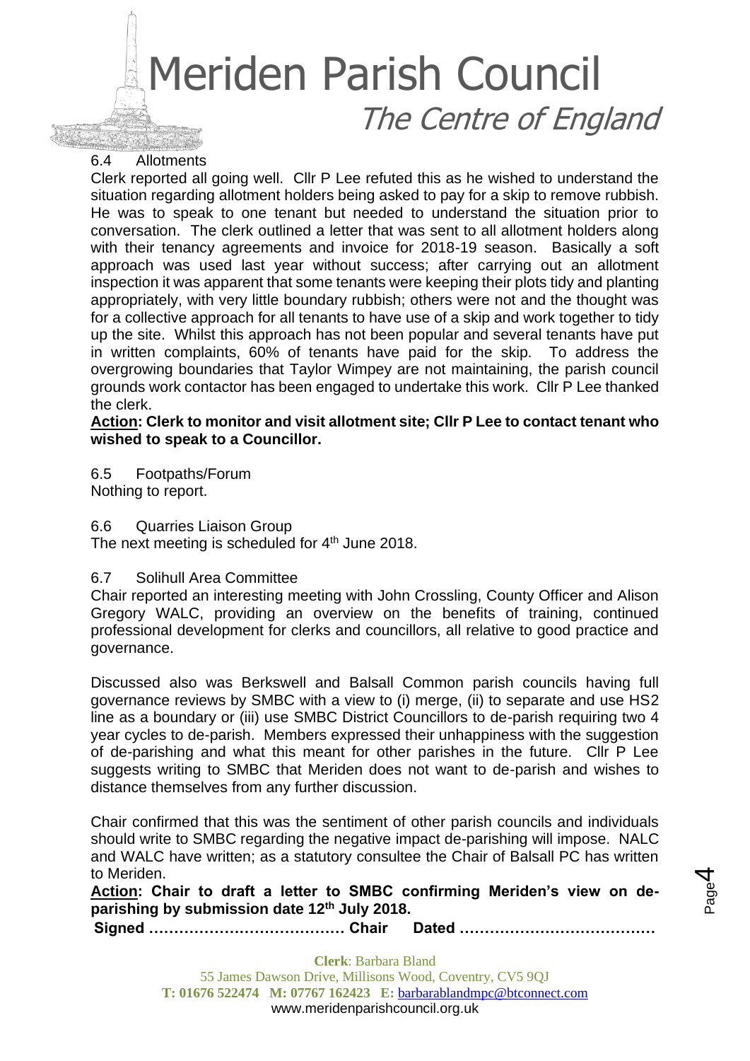6.4 Allotments

Clerk reported all going well. Cllr P Lee refuted this as he wished to understand the situation regarding allotment holders being asked to pay for a skip to remove rubbish. He was to speak to one tenant but needed to understand the situation prior to conversation. The clerk outlined a letter that was sent to all allotment holders along with their tenancy agreements and invoice for 2018-19 season. Basically a soft approach was used last year without success; after carrying out an allotment inspection it was apparent that some tenants were keeping their plots tidy and planting appropriately, with very little boundary rubbish; others were not and the thought was for a collective approach for all tenants to have use of a skip and work together to tidy up the site. Whilst this approach has not been popular and several tenants have put in written complaints, 60% of tenants have paid for the skip. To address the overgrowing boundaries that Taylor Wimpey are not maintaining, the parish council grounds work contactor has been engaged to undertake this work. Cllr P Lee thanked the clerk.

**Action: Clerk to monitor and visit allotment site; Cllr P Lee to contact tenant who wished to speak to a Councillor.**

6.5 Footpaths/Forum

Nothing to report.

6.6 Quarries Liaison Group

The next meeting is scheduled for 4th June 2018.

6.7 Solihull Area Committee

Chair reported an interesting meeting with John Crossling, County Officer and Alison Gregory WALC, providing an overview on the benefits of training, continued professional development for clerks and councillors, all relative to good practice and governance.

Discussed also was Berkswell and Balsall Common parish councils having full governance reviews by SMBC with a view to (i) merge, (ii) to separate and use HS2 line as a boundary or (iii) use SMBC District Councillors to de-parish requiring two 4 year cycles to de-parish. Members expressed their unhappiness with the suggestion of de-parishing and what this meant for other parishes in the future. Cllr P Lee suggests writing to SMBC that Meriden does not want to de-parish and wishes to distance themselves from any further discussion.

Chair confirmed that this was the sentiment of other parish councils and individuals should write to SMBC regarding the negative impact de-parishing will impose. NALC and WALC have written; as a statutory consultee the Chair of Balsall PC has written to Meriden.

**Action: Chair to draft a letter to SMBC confirming Meriden's view on de-parishing by submission date 12th July 2018.**

**Signed ………………………………… Chair Dated …………………………………**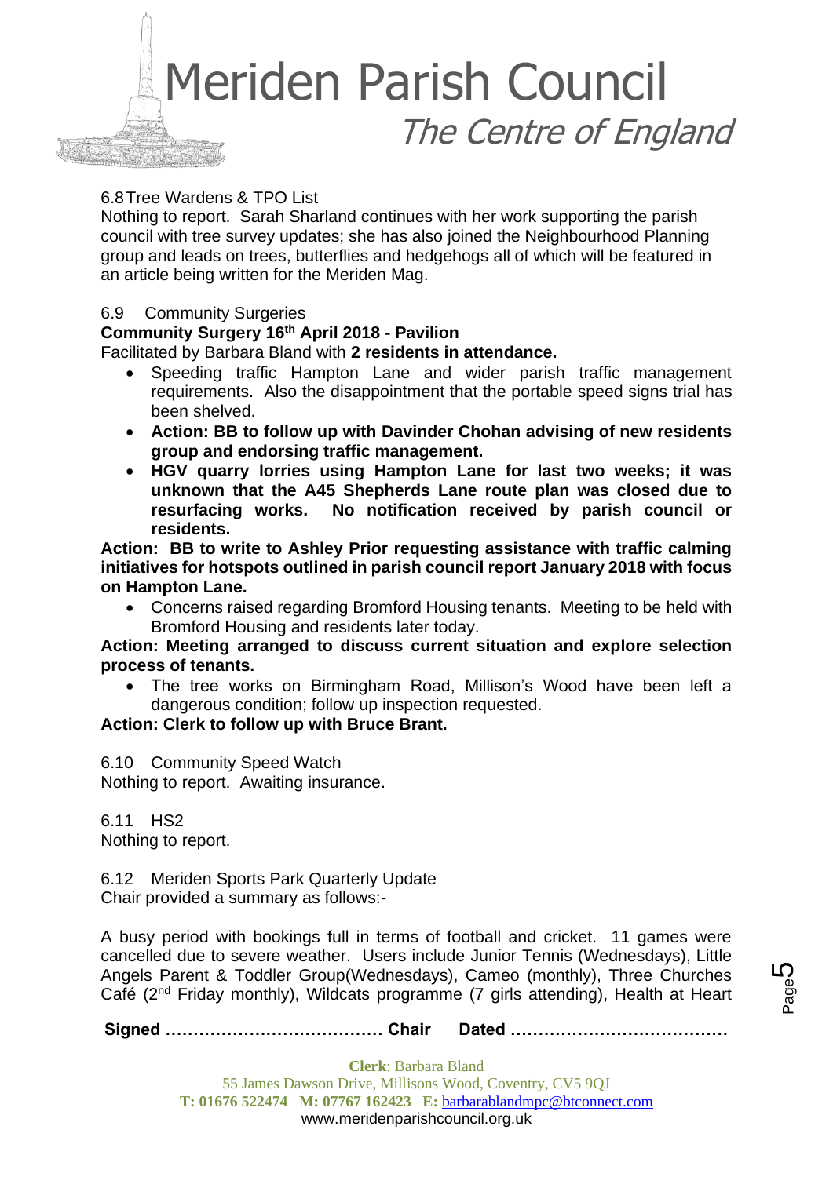6.8 Tree Wardens & TPO List

Nothing to report. Sarah Sharland continues with her work supporting the parish council with tree survey updates; she has also joined the Neighbourhood Planning group and leads on trees, butterflies and hedgehogs all of which will be featured in an article being written for the Meriden Mag.

6.9 Community Surgeries

**Community Surgery 16th April 2018 - Pavilion**

Facilitated by Barbara Bland with **2 residents in attendance.**

- Speeding traffic Hampton Lane and wider parish traffic management requirements. Also the disappointment that the portable speed signs trial has been shelved.
- **Action: BB to follow up with Davinder Chohan advising of new residents group and endorsing traffic management.**
- **HGV quarry lorries using Hampton Lane for last two weeks; it was unknown that the A45 Shepherds Lane route plan was closed due to resurfacing works. No notification received by parish council or residents.**

**Action: BB to write to Ashley Prior requesting assistance with traffic calming initiatives for hotspots outlined in parish council report January 2018 with focus on Hampton Lane.**

- Concerns raised regarding Bromford Housing tenants. Meeting to be held with Bromford Housing and residents later today.

**Action: Meeting arranged to discuss current situation and explore selection process of tenants.**

- The tree works on Birmingham Road, Millison's Wood have been left a dangerous condition; follow up inspection requested.

**Action: Clerk to follow up with Bruce Brant.**

6.10 Community Speed Watch

Nothing to report. Awaiting insurance.

6.11 HS2

Nothing to report.

6.12 Meriden Sports Park Quarterly Update

Chair provided a summary as follows:-

A busy period with bookings full in terms of football and cricket. 11 games were cancelled due to severe weather. Users include Junior Tennis (Wednesdays), Little Angels Parent & Toddler Group(Wednesdays), Cameo (monthly), Three Churches Café (2nd Friday monthly), Wildcats programme (7 girls attending), Health at Heart

**Signed ………………………………… Chair Dated …………………………………**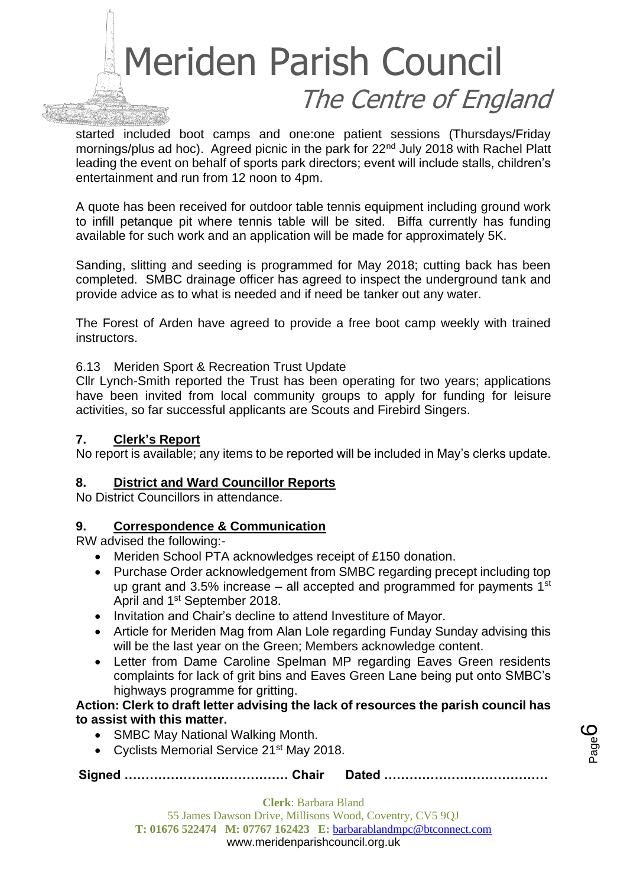started included boot camps and one:one patient sessions (Thursdays/Friday mornings/plus ad hoc). Agreed picnic in the park for 22nd July 2018 with Rachel Platt leading the event on behalf of sports park directors; event will include stalls, children's entertainment and run from 12 noon to 4pm.

A quote has been received for outdoor table tennis equipment including ground work to infill petanque pit where tennis table will be sited. Biffa currently has funding available for such work and an application will be made for approximately 5K.

Sanding, slitting and seeding is programmed for May 2018; cutting back has been completed. SMBC drainage officer has agreed to inspect the underground tank and provide advice as to what is needed and if need be tanker out any water.

The Forest of Arden have agreed to provide a free boot camp weekly with trained instructors.

6.13 Meriden Sport & Recreation Trust Update

Cllr Lynch-Smith reported the Trust has been operating for two years; applications have been invited from local community groups to apply for funding for leisure activities, so far successful applicants are Scouts and Firebird Singers.

## 7. Clerk's Report

No report is available; any items to be reported will be included in May's clerks update.

## 8. District and Ward Councillor Reports

No District Councillors in attendance.

## 9. Correspondence & Communication

RW advised the following:-

- Meriden School PTA acknowledges receipt of £150 donation.
- Purchase Order acknowledgement from SMBC regarding precept including top up grant and 3.5% increase – all accepted and programmed for payments 1st April and 1st September 2018.
- Invitation and Chair's decline to attend Investiture of Mayor.
- Article for Meriden Mag from Alan Lole regarding Funday Sunday advising this will be the last year on the Green; Members acknowledge content.
- Letter from Dame Caroline Spelman MP regarding Eaves Green residents complaints for lack of grit bins and Eaves Green Lane being put onto SMBC's highways programme for gritting.

**Action: Clerk to draft letter advising the lack of resources the parish council has to assist with this matter.**

- SMBC May National Walking Month.
- Cyclists Memorial Service 21st May 2018.

**Signed ………………………………… Chair Dated …………………………………**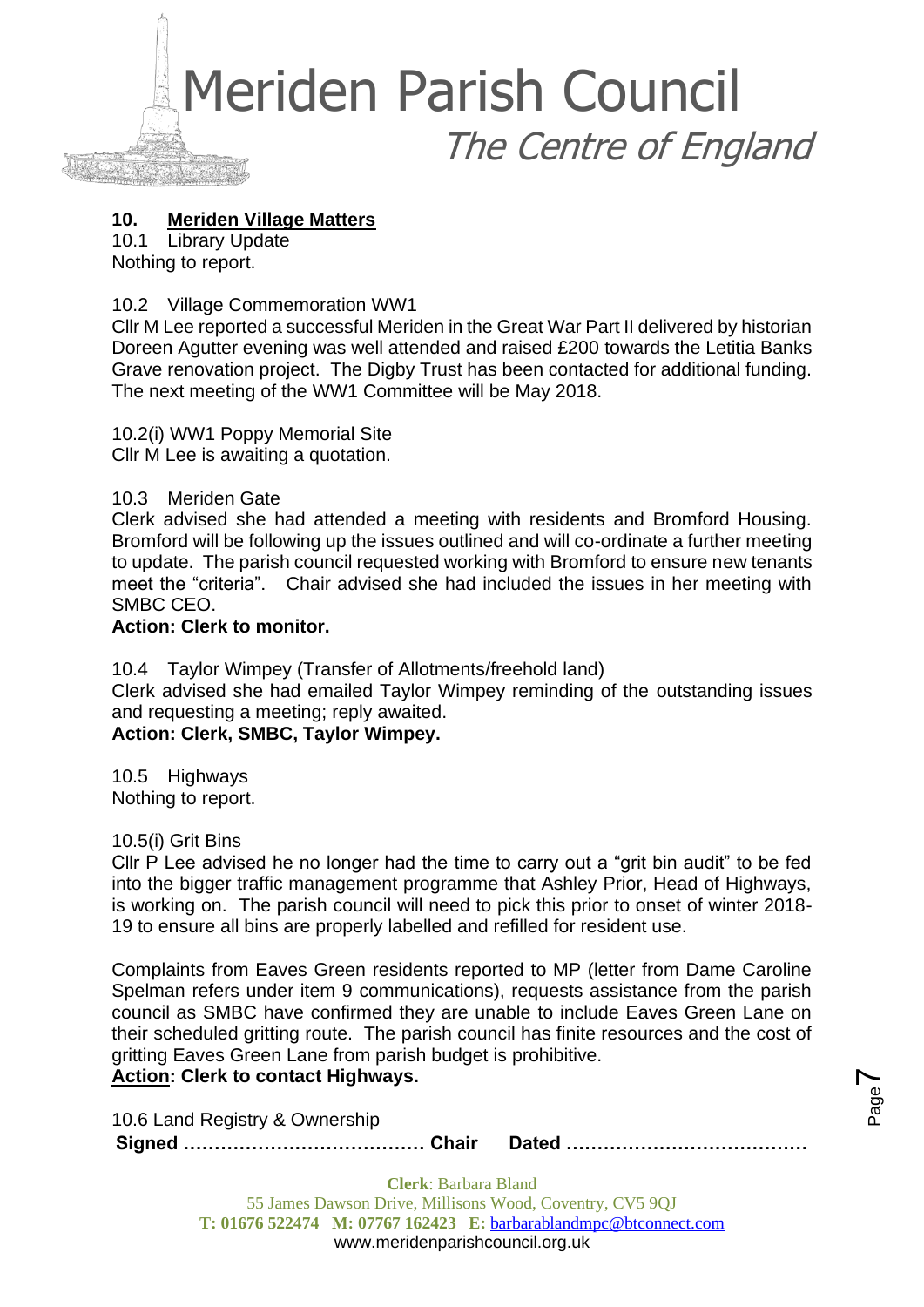## 10. Meriden Village Matters

10.1 Library Update
Nothing to report.

10.2 Village Commemoration WW1
Cllr M Lee reported a successful Meriden in the Great War Part II delivered by historian Doreen Agutter evening was well attended and raised £200 towards the Letitia Banks Grave renovation project. The Digby Trust has been contacted for additional funding. The next meeting of the WW1 Committee will be May 2018.

10.2(i) WW1 Poppy Memorial Site
Cllr M Lee is awaiting a quotation.

10.3 Meriden Gate
Clerk advised she had attended a meeting with residents and Bromford Housing. Bromford will be following up the issues outlined and will co-ordinate a further meeting to update. The parish council requested working with Bromford to ensure new tenants meet the "criteria". Chair advised she had included the issues in her meeting with SMBC CEO.
**Action: Clerk to monitor.**

10.4 Taylor Wimpey (Transfer of Allotments/freehold land)
Clerk advised she had emailed Taylor Wimpey reminding of the outstanding issues and requesting a meeting; reply awaited.
**Action: Clerk, SMBC, Taylor Wimpey.**

10.5 Highways
Nothing to report.

10.5(i) Grit Bins
Cllr P Lee advised he no longer had the time to carry out a "grit bin audit" to be fed into the bigger traffic management programme that Ashley Prior, Head of Highways, is working on. The parish council will need to pick this prior to onset of winter 2018-19 to ensure all bins are properly labelled and refilled for resident use.

Complaints from Eaves Green residents reported to MP (letter from Dame Caroline Spelman refers under item 9 communications), requests assistance from the parish council as SMBC have confirmed they are unable to include Eaves Green Lane on their scheduled gritting route. The parish council has finite resources and the cost of gritting Eaves Green Lane from parish budget is prohibitive.
**<u>Action</u>: Clerk to contact Highways.**

10.6 Land Registry & Ownership

**Signed ………………………………… Chair Dated …………………………………**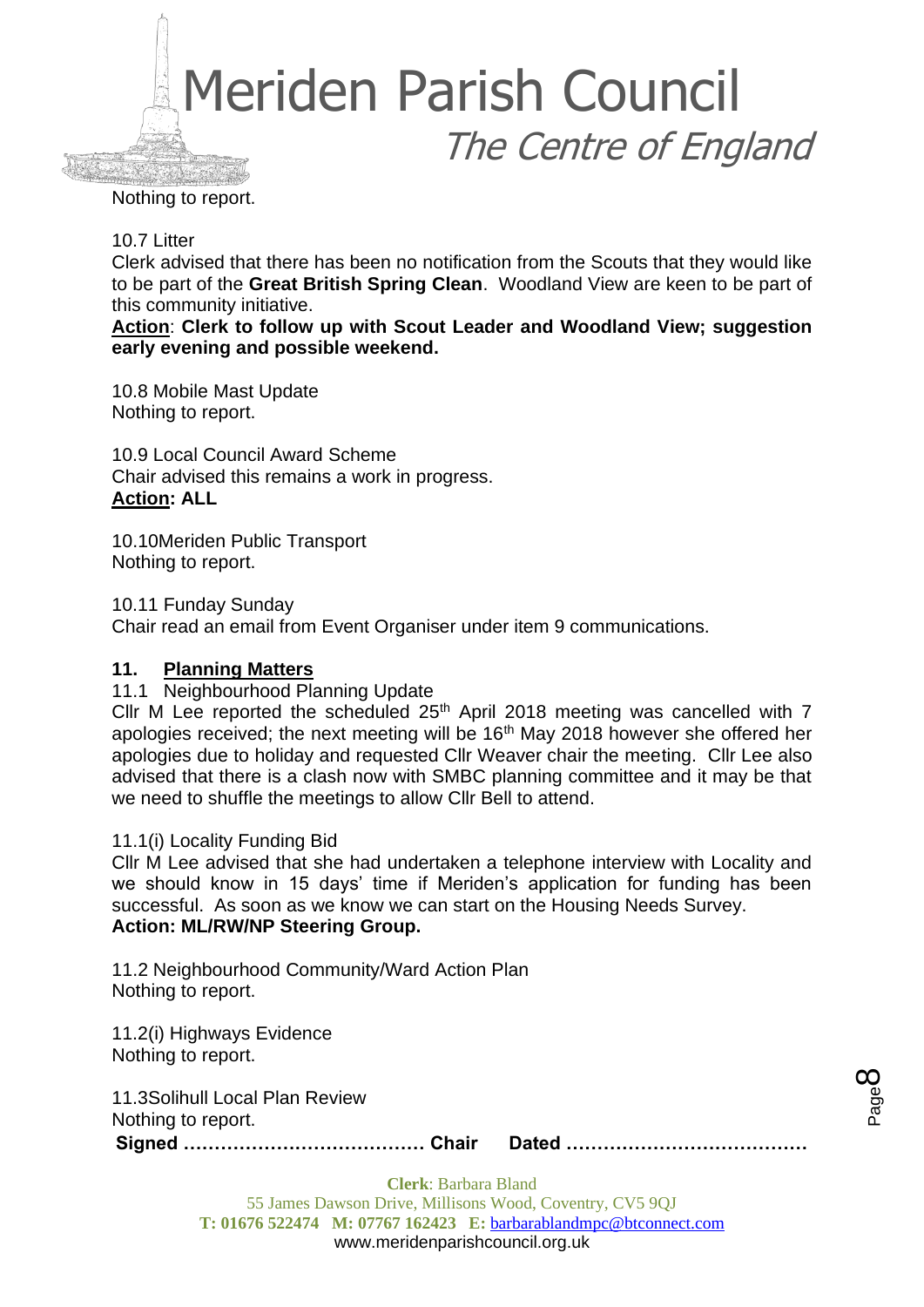Nothing to report.

10.7 Litter

Clerk advised that there has been no notification from the Scouts that they would like to be part of the **Great British Spring Clean**. Woodland View are keen to be part of this community initiative.

**Action**: **Clerk to follow up with Scout Leader and Woodland View; suggestion early evening and possible weekend.**

10.8 Mobile Mast Update

Nothing to report.

10.9 Local Council Award Scheme

Chair advised this remains a work in progress.

**Action: ALL**

10.10Meriden Public Transport

Nothing to report.

10.11 Funday Sunday

Chair read an email from Event Organiser under item 9 communications.

## 11. Planning Matters

11.1 Neighbourhood Planning Update

Cllr M Lee reported the scheduled 25th April 2018 meeting was cancelled with 7 apologies received; the next meeting will be 16th May 2018 however she offered her apologies due to holiday and requested Cllr Weaver chair the meeting. Cllr Lee also advised that there is a clash now with SMBC planning committee and it may be that we need to shuffle the meetings to allow Cllr Bell to attend.

11.1(i) Locality Funding Bid

Cllr M Lee advised that she had undertaken a telephone interview with Locality and we should know in 15 days' time if Meriden's application for funding has been successful. As soon as we know we can start on the Housing Needs Survey.

**Action: ML/RW/NP Steering Group.**

11.2 Neighbourhood Community/Ward Action Plan

Nothing to report.

11.2(i) Highways Evidence

Nothing to report.

11.3Solihull Local Plan Review

Nothing to report.

**Signed ………………………………… Chair Dated …………………………………**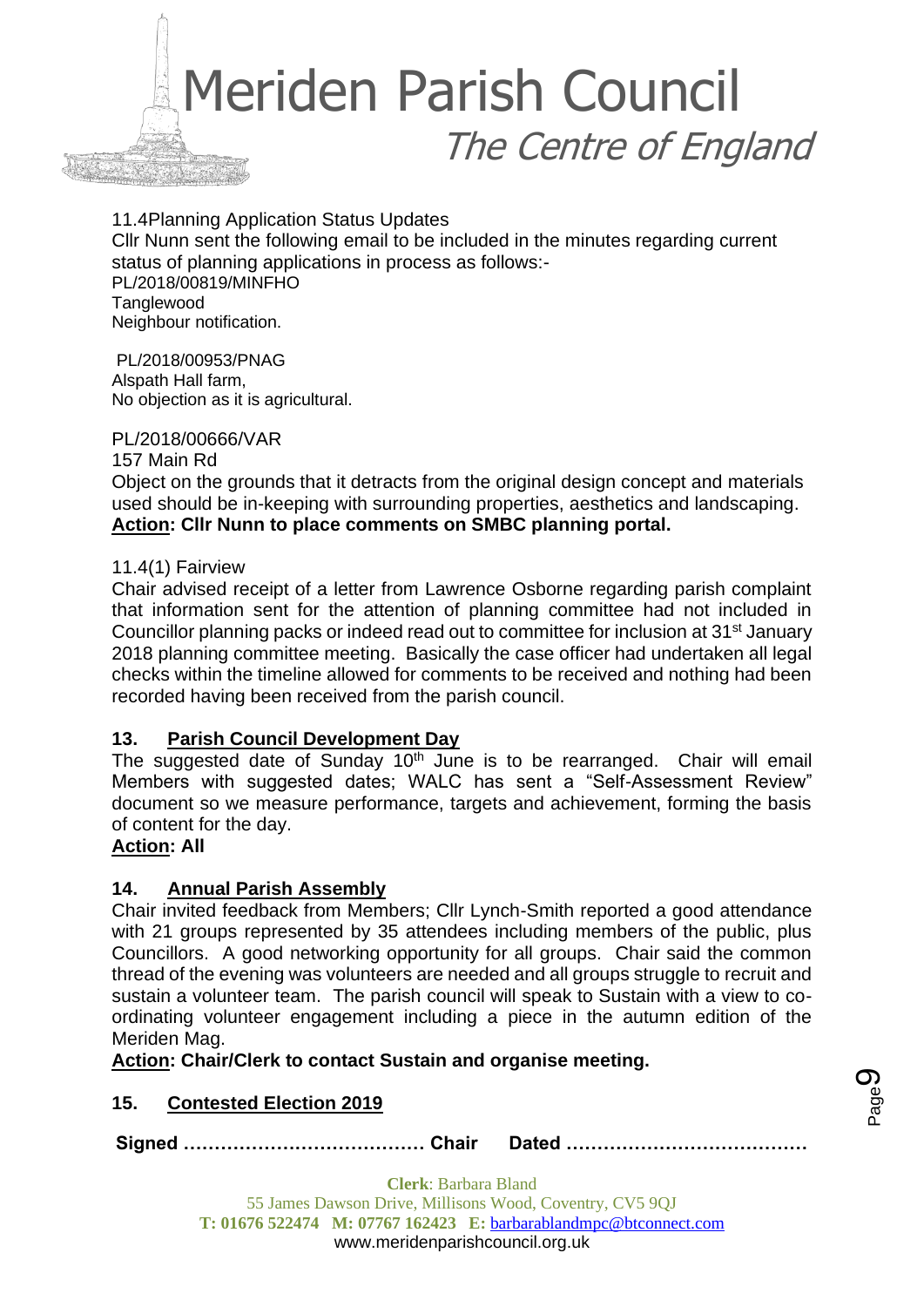11.4Planning Application Status Updates

Cllr Nunn sent the following email to be included in the minutes regarding current status of planning applications in process as follows:-

PL/2018/00819/MINFHO
Tanglewood
Neighbour notification.

PL/2018/00953/PNAG
Alspath Hall farm,
No objection as it is agricultural.

PL/2018/00666/VAR
157 Main Rd
Object on the grounds that it detracts from the original design concept and materials used should be in-keeping with surrounding properties, aesthetics and landscaping.
**Action: Cllr Nunn to place comments on SMBC planning portal.**

11.4(1) Fairview

Chair advised receipt of a letter from Lawrence Osborne regarding parish complaint that information sent for the attention of planning committee had not included in Councillor planning packs or indeed read out to committee for inclusion at 31st January 2018 planning committee meeting. Basically the case officer had undertaken all legal checks within the timeline allowed for comments to be received and nothing had been recorded having been received from the parish council.

## 13. Parish Council Development Day

The suggested date of Sunday 10th June is to be rearranged. Chair will email Members with suggested dates; WALC has sent a "Self-Assessment Review" document so we measure performance, targets and achievement, forming the basis of content for the day.

**Action: All**

## 14. Annual Parish Assembly

Chair invited feedback from Members; Cllr Lynch-Smith reported a good attendance with 21 groups represented by 35 attendees including members of the public, plus Councillors. A good networking opportunity for all groups. Chair said the common thread of the evening was volunteers are needed and all groups struggle to recruit and sustain a volunteer team. The parish council will speak to Sustain with a view to co-ordinating volunteer engagement including a piece in the autumn edition of the Meriden Mag.

**Action: Chair/Clerk to contact Sustain and organise meeting.**

## 15. Contested Election 2019

**Signed ………………………………… Chair Dated …………………………………**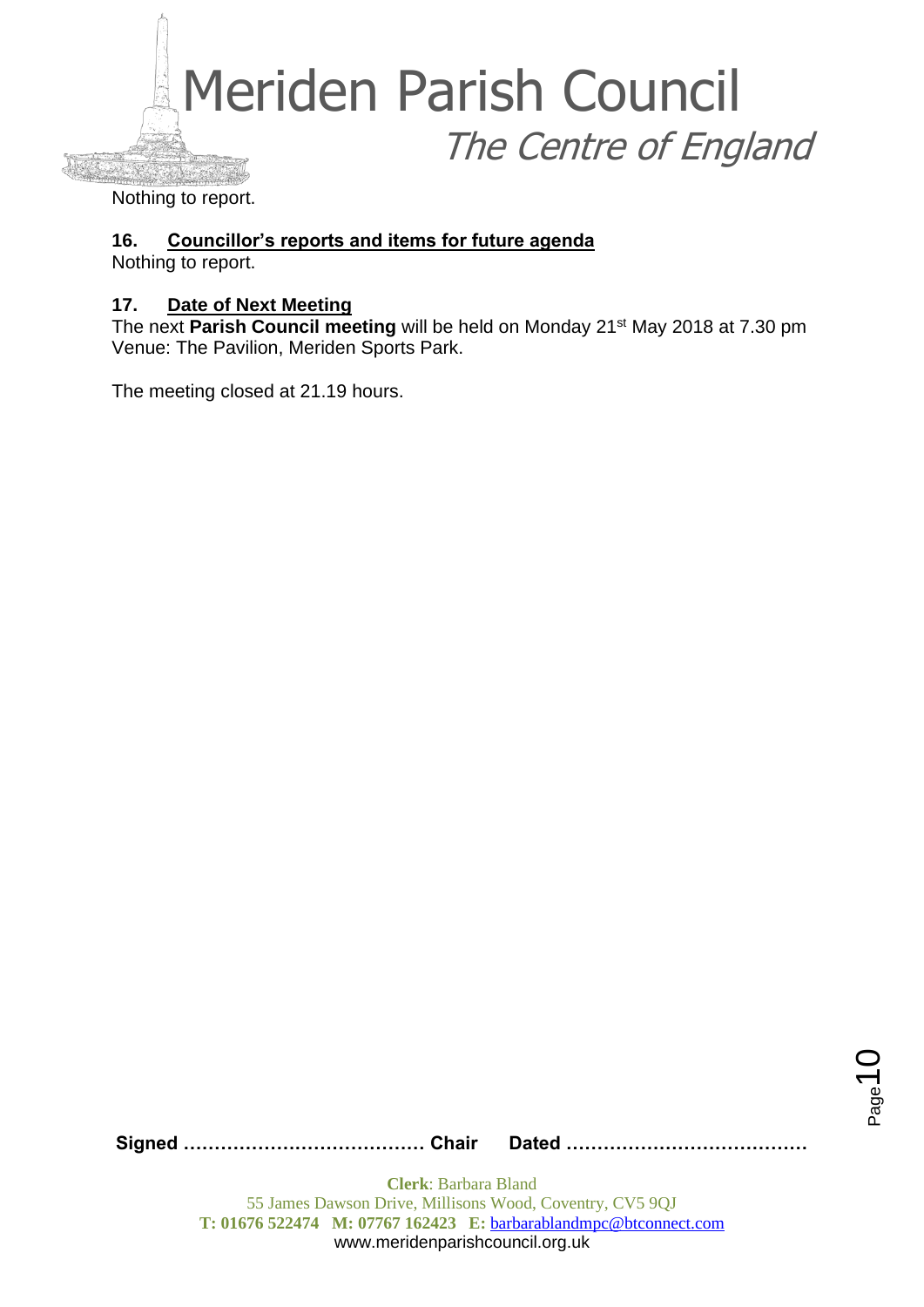Nothing to report.

**16. Councillor's reports and items for future agenda**

Nothing to report.

**17. Date of Next Meeting**

The next **Parish Council meeting** will be held on Monday 21st May 2018 at 7.30 pm
Venue: The Pavilion, Meriden Sports Park.

The meeting closed at 21.19 hours.

**Signed ………………………………… Chair Dated …………………………………**